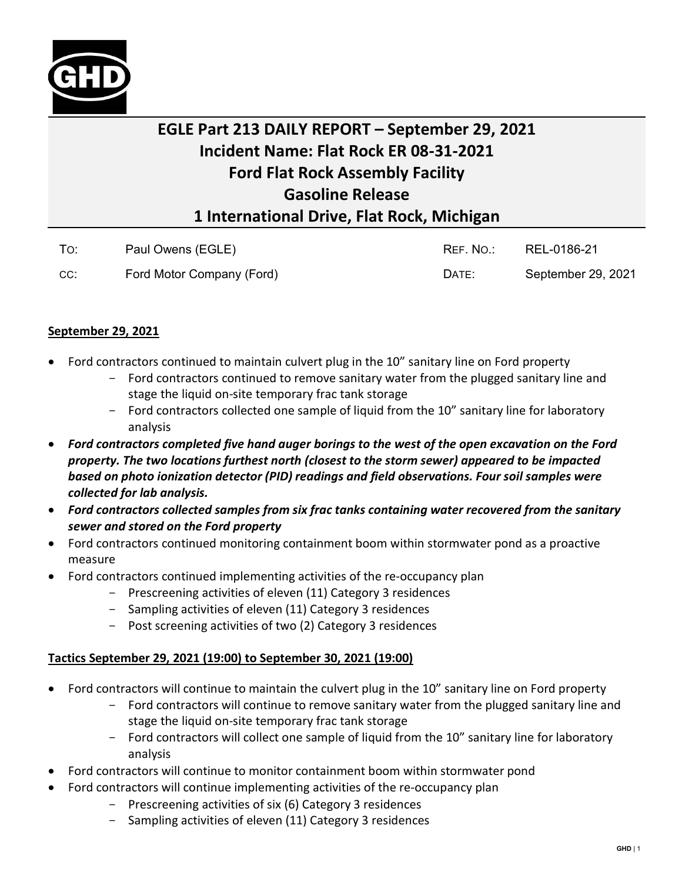# EGLE Part 213 DAILY REPORT – September 29, 2021
# Incident Name: Flat Rock ER 08-31-2021
# Ford Flat Rock Assembly Facility
# Gasoline Release
# 1 International Drive, Flat Rock, Michigan

| | | | |
|---|---|---|---|
| To: | Paul Owens (EGLE) | Ref. No.: | REL-0186-21 |
| cc: | Ford Motor Company (Ford) | Date: | September 29, 2021 |

**<u>September 29, 2021</u>**

- Ford contractors continued to maintain culvert plug in the 10" sanitary line on Ford property
  - Ford contractors continued to remove sanitary water from the plugged sanitary line and stage the liquid on-site temporary frac tank storage
  - Ford contractors collected one sample of liquid from the 10" sanitary line for laboratory analysis
- ***Ford contractors completed five hand auger borings to the west of the open excavation on the Ford property. The two locations furthest north (closest to the storm sewer) appeared to be impacted based on photo ionization detector (PID) readings and field observations. Four soil samples were collected for lab analysis.***
- ***Ford contractors collected samples from six frac tanks containing water recovered from the sanitary sewer and stored on the Ford property***
- Ford contractors continued monitoring containment boom within stormwater pond as a proactive measure
- Ford contractors continued implementing activities of the re-occupancy plan
  - Prescreening activities of eleven (11) Category 3 residences
  - Sampling activities of eleven (11) Category 3 residences
  - Post screening activities of two (2) Category 3 residences

**<u>Tactics September 29, 2021 (19:00) to September 30, 2021 (19:00)</u>**

- Ford contractors will continue to maintain the culvert plug in the 10" sanitary line on Ford property
  - Ford contractors will continue to remove sanitary water from the plugged sanitary line and stage the liquid on-site temporary frac tank storage
  - Ford contractors will collect one sample of liquid from the 10" sanitary line for laboratory analysis
- Ford contractors will continue to monitor containment boom within stormwater pond
- Ford contractors will continue implementing activities of the re-occupancy plan
  - Prescreening activities of six (6) Category 3 residences
  - Sampling activities of eleven (11) Category 3 residences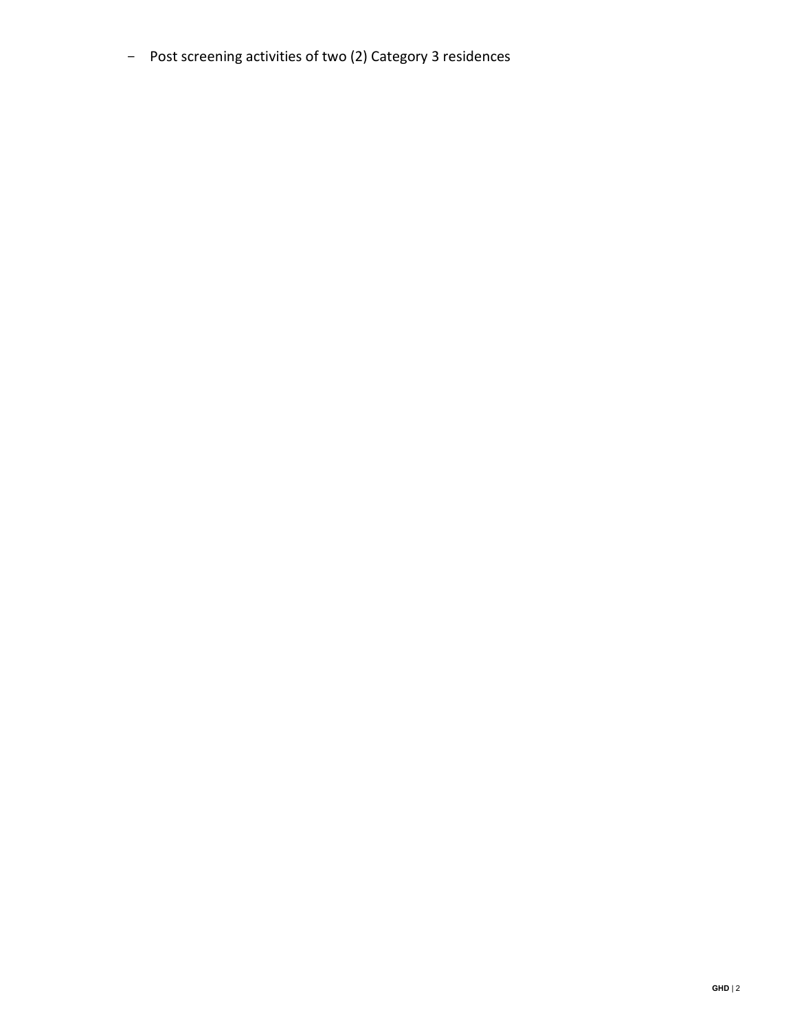- Post screening activities of two (2) Category 3 residences